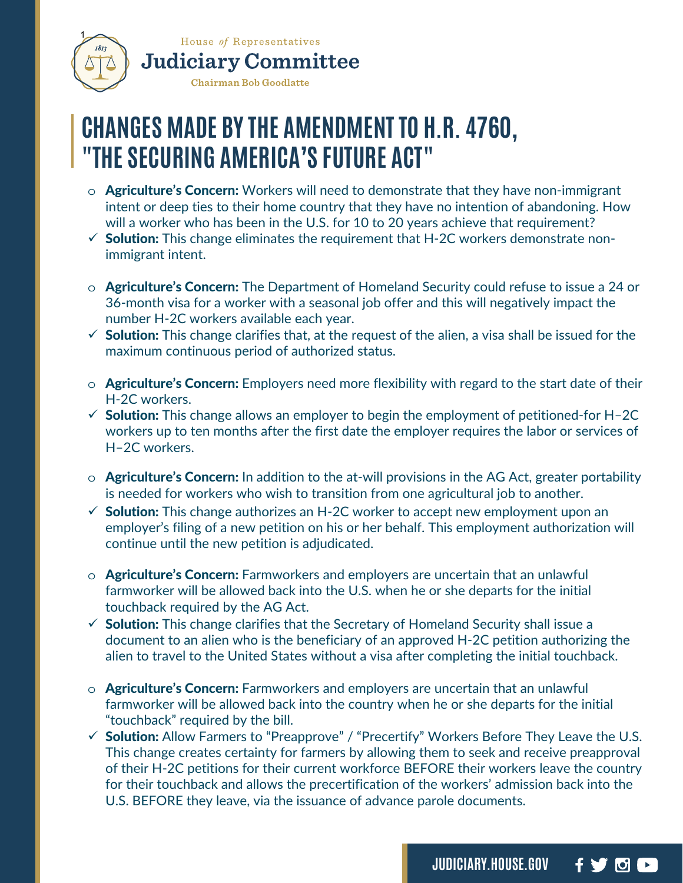House *of* Representatives

**Judiciary Committee**

Chairman Bob Goodlatte

# CHANGES MADE BY THE AMENDMENT TO H.R. 4760, "THE SECURING AMERICA'S FUTURE ACT"

- **Agriculture's Concern:** Workers will need to demonstrate that they have non-immigrant intent or deep ties to their home country that they have no intention of abandoning. How will a worker who has been in the U.S. for 10 to 20 years achieve that requirement?
- ✓ **Solution:** This change eliminates the requirement that H-2C workers demonstrate non-immigrant intent.

- **Agriculture's Concern:** The Department of Homeland Security could refuse to issue a 24 or 36-month visa for a worker with a seasonal job offer and this will negatively impact the number H-2C workers available each year.
- ✓ **Solution:** This change clarifies that, at the request of the alien, a visa shall be issued for the maximum continuous period of authorized status.

- **Agriculture's Concern:** Employers need more flexibility with regard to the start date of their H-2C workers.
- ✓ **Solution:** This change allows an employer to begin the employment of petitioned-for H–2C workers up to ten months after the first date the employer requires the labor or services of H–2C workers.

- **Agriculture's Concern:** In addition to the at-will provisions in the AG Act, greater portability is needed for workers who wish to transition from one agricultural job to another.
- ✓ **Solution:** This change authorizes an H-2C worker to accept new employment upon an employer's filing of a new petition on his or her behalf. This employment authorization will continue until the new petition is adjudicated.

- **Agriculture's Concern:** Farmworkers and employers are uncertain that an unlawful farmworker will be allowed back into the U.S. when he or she departs for the initial touchback required by the AG Act.
- ✓ **Solution:** This change clarifies that the Secretary of Homeland Security shall issue a document to an alien who is the beneficiary of an approved H-2C petition authorizing the alien to travel to the United States without a visa after completing the initial touchback.

- **Agriculture's Concern:** Farmworkers and employers are uncertain that an unlawful farmworker will be allowed back into the country when he or she departs for the initial "touchback" required by the bill.
- ✓ **Solution:** Allow Farmers to "Preapprove" / "Precertify" Workers Before They Leave the U.S. This change creates certainty for farmers by allowing them to seek and receive preapproval of their H-2C petitions for their current workforce BEFORE their workers leave the country for their touchback and allows the precertification of the workers' admission back into the U.S. BEFORE they leave, via the issuance of advance parole documents.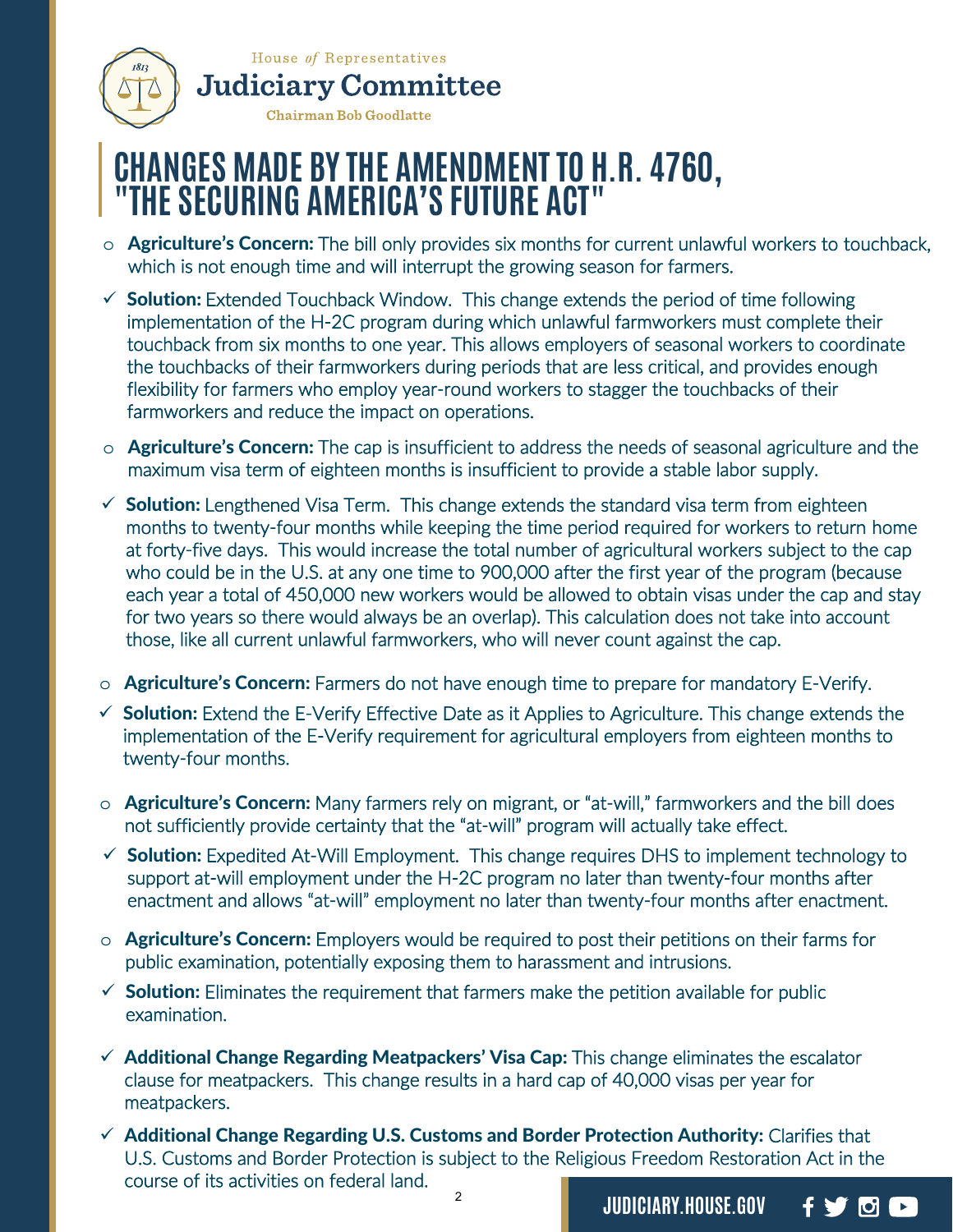House *of* Representatives

**Judiciary Committee**

Chairman Bob Goodlatte

# CHANGES MADE BY THE AMENDMENT TO H.R. 4760, "THE SECURING AMERICA'S FUTURE ACT"

- **Agriculture's Concern:** The bill only provides six months for current unlawful workers to touchback, which is not enough time and will interrupt the growing season for farmers.

- ✓ **Solution:** Extended Touchback Window. This change extends the period of time following implementation of the H-2C program during which unlawful farmworkers must complete their touchback from six months to one year. This allows employers of seasonal workers to coordinate the touchbacks of their farmworkers during periods that are less critical, and provides enough flexibility for farmers who employ year-round workers to stagger the touchbacks of their farmworkers and reduce the impact on operations.

- **Agriculture's Concern:** The cap is insufficient to address the needs of seasonal agriculture and the maximum visa term of eighteen months is insufficient to provide a stable labor supply.

- ✓ **Solution:** Lengthened Visa Term. This change extends the standard visa term from eighteen months to twenty-four months while keeping the time period required for workers to return home at forty-five days. This would increase the total number of agricultural workers subject to the cap who could be in the U.S. at any one time to 900,000 after the first year of the program (because each year a total of 450,000 new workers would be allowed to obtain visas under the cap and stay for two years so there would always be an overlap). This calculation does not take into account those, like all current unlawful farmworkers, who will never count against the cap.

- **Agriculture's Concern:** Farmers do not have enough time to prepare for mandatory E-Verify.

- ✓ **Solution:** Extend the E-Verify Effective Date as it Applies to Agriculture. This change extends the implementation of the E-Verify requirement for agricultural employers from eighteen months to twenty-four months.

- **Agriculture's Concern:** Many farmers rely on migrant, or "at-will," farmworkers and the bill does not sufficiently provide certainty that the "at-will" program will actually take effect.

- ✓ **Solution:** Expedited At-Will Employment. This change requires DHS to implement technology to support at-will employment under the H-2C program no later than twenty-four months after enactment and allows "at-will" employment no later than twenty-four months after enactment.

- **Agriculture's Concern:** Employers would be required to post their petitions on their farms for public examination, potentially exposing them to harassment and intrusions.

- ✓ **Solution:** Eliminates the requirement that farmers make the petition available for public examination.

- ✓ **Additional Change Regarding Meatpackers' Visa Cap:** This change eliminates the escalator clause for meatpackers. This change results in a hard cap of 40,000 visas per year for meatpackers.

- ✓ **Additional Change Regarding U.S. Customs and Border Protection Authority:** Clarifies that U.S. Customs and Border Protection is subject to the Religious Freedom Restoration Act in the course of its activities on federal land.